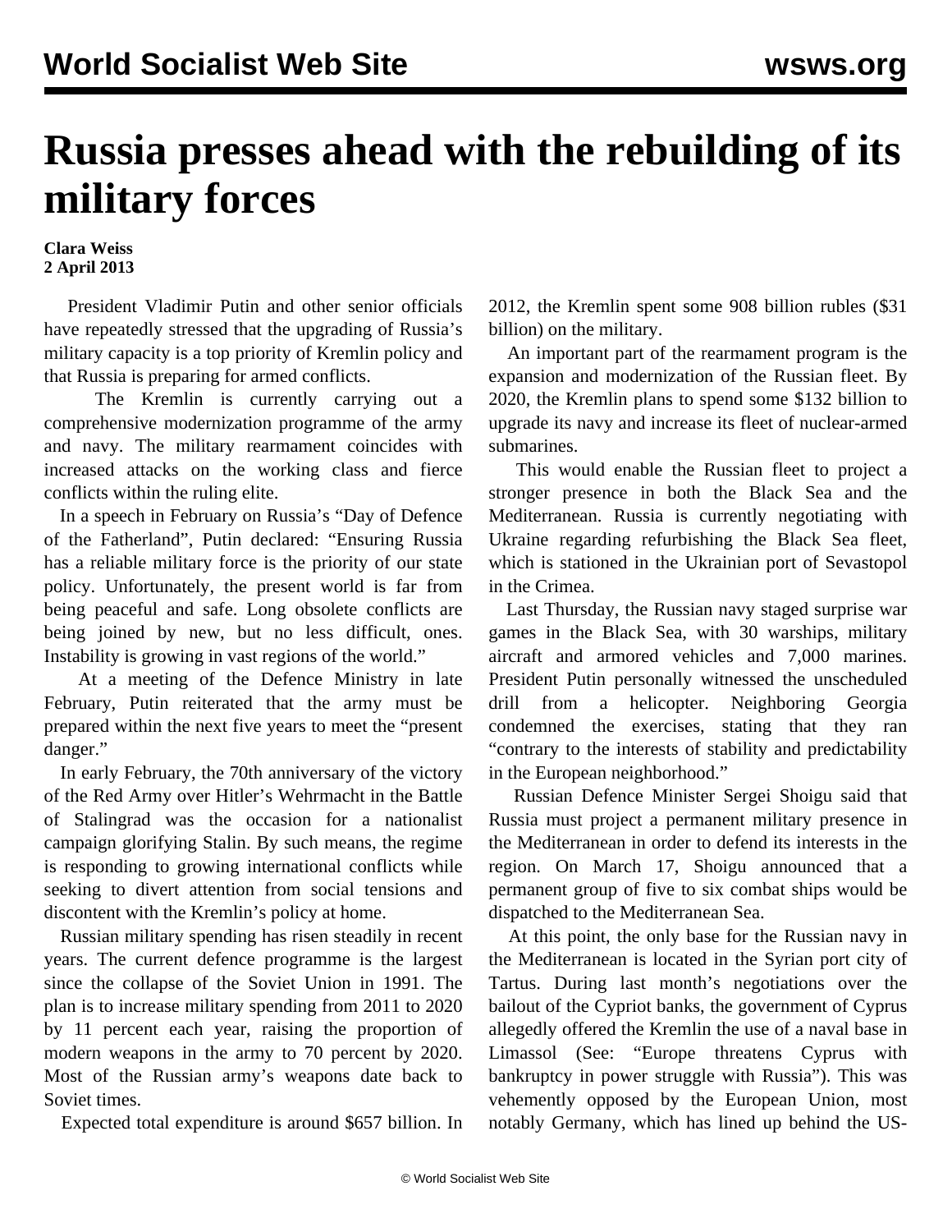# Russia presses ahead with the rebuilding of its military forces

**Clara Weiss**
**2 April 2013**

President Vladimir Putin and other senior officials have repeatedly stressed that the upgrading of Russia's military capacity is a top priority of Kremlin policy and that Russia is preparing for armed conflicts.

The Kremlin is currently carrying out a comprehensive modernization programme of the army and navy. The military rearmament coincides with increased attacks on the working class and fierce conflicts within the ruling elite.

In a speech in February on Russia's "Day of Defence of the Fatherland", Putin declared: "Ensuring Russia has a reliable military force is the priority of our state policy. Unfortunately, the present world is far from being peaceful and safe. Long obsolete conflicts are being joined by new, but no less difficult, ones. Instability is growing in vast regions of the world."

At a meeting of the Defence Ministry in late February, Putin reiterated that the army must be prepared within the next five years to meet the "present danger."

In early February, the 70th anniversary of the victory of the Red Army over Hitler's Wehrmacht in the Battle of Stalingrad was the occasion for a nationalist campaign glorifying Stalin. By such means, the regime is responding to growing international conflicts while seeking to divert attention from social tensions and discontent with the Kremlin's policy at home.

Russian military spending has risen steadily in recent years. The current defence programme is the largest since the collapse of the Soviet Union in 1991. The plan is to increase military spending from 2011 to 2020 by 11 percent each year, raising the proportion of modern weapons in the army to 70 percent by 2020. Most of the Russian army's weapons date back to Soviet times.

Expected total expenditure is around $657 billion. In 2012, the Kremlin spent some 908 billion rubles ($31 billion) on the military.

An important part of the rearmament program is the expansion and modernization of the Russian fleet. By 2020, the Kremlin plans to spend some $132 billion to upgrade its navy and increase its fleet of nuclear-armed submarines.

This would enable the Russian fleet to project a stronger presence in both the Black Sea and the Mediterranean. Russia is currently negotiating with Ukraine regarding refurbishing the Black Sea fleet, which is stationed in the Ukrainian port of Sevastopol in the Crimea.

Last Thursday, the Russian navy staged surprise war games in the Black Sea, with 30 warships, military aircraft and armored vehicles and 7,000 marines. President Putin personally witnessed the unscheduled drill from a helicopter. Neighboring Georgia condemned the exercises, stating that they ran "contrary to the interests of stability and predictability in the European neighborhood."

Russian Defence Minister Sergei Shoigu said that Russia must project a permanent military presence in the Mediterranean in order to defend its interests in the region. On March 17, Shoigu announced that a permanent group of five to six combat ships would be dispatched to the Mediterranean Sea.

At this point, the only base for the Russian navy in the Mediterranean is located in the Syrian port city of Tartus. During last month's negotiations over the bailout of the Cypriot banks, the government of Cyprus allegedly offered the Kremlin the use of a naval base in Limassol (See: "Europe threatens Cyprus with bankruptcy in power struggle with Russia"). This was vehemently opposed by the European Union, most notably Germany, which has lined up behind the US-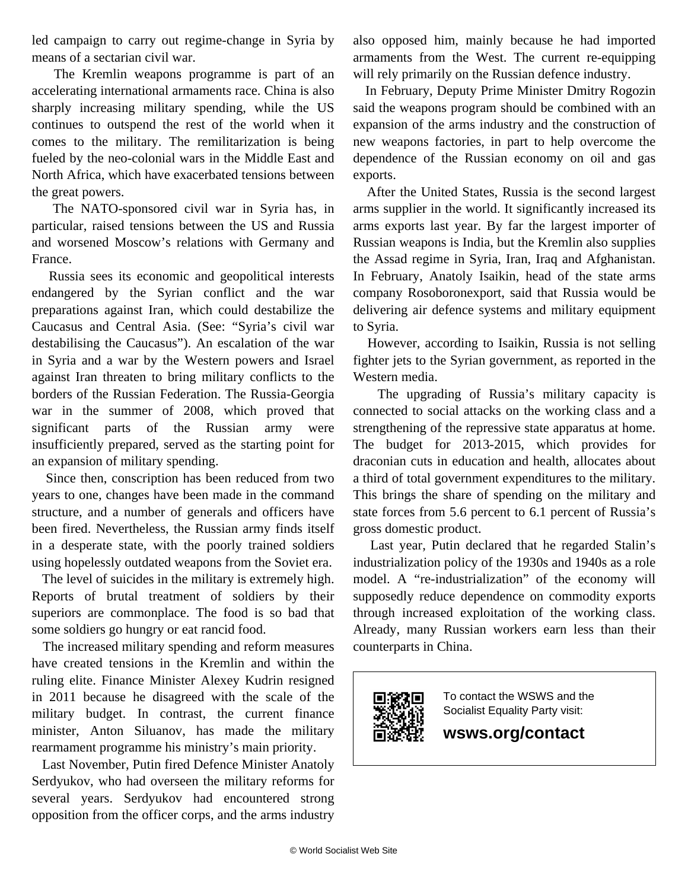led campaign to carry out regime-change in Syria by means of a sectarian civil war.

The Kremlin weapons programme is part of an accelerating international armaments race. China is also sharply increasing military spending, while the US continues to outspend the rest of the world when it comes to the military. The remilitarization is being fueled by the neo-colonial wars in the Middle East and North Africa, which have exacerbated tensions between the great powers.

The NATO-sponsored civil war in Syria has, in particular, raised tensions between the US and Russia and worsened Moscow's relations with Germany and France.

Russia sees its economic and geopolitical interests endangered by the Syrian conflict and the war preparations against Iran, which could destabilize the Caucasus and Central Asia. (See: "Syria's civil war destabilising the Caucasus"). An escalation of the war in Syria and a war by the Western powers and Israel against Iran threaten to bring military conflicts to the borders of the Russian Federation. The Russia-Georgia war in the summer of 2008, which proved that significant parts of the Russian army were insufficiently prepared, served as the starting point for an expansion of military spending.

Since then, conscription has been reduced from two years to one, changes have been made in the command structure, and a number of generals and officers have been fired. Nevertheless, the Russian army finds itself in a desperate state, with the poorly trained soldiers using hopelessly outdated weapons from the Soviet era.

The level of suicides in the military is extremely high. Reports of brutal treatment of soldiers by their superiors are commonplace. The food is so bad that some soldiers go hungry or eat rancid food.

The increased military spending and reform measures have created tensions in the Kremlin and within the ruling elite. Finance Minister Alexey Kudrin resigned in 2011 because he disagreed with the scale of the military budget. In contrast, the current finance minister, Anton Siluanov, has made the military rearmament programme his ministry's main priority.

Last November, Putin fired Defence Minister Anatoly Serdyukov, who had overseen the military reforms for several years. Serdyukov had encountered strong opposition from the officer corps, and the arms industry also opposed him, mainly because he had imported armaments from the West. The current re-equipping will rely primarily on the Russian defence industry.

In February, Deputy Prime Minister Dmitry Rogozin said the weapons program should be combined with an expansion of the arms industry and the construction of new weapons factories, in part to help overcome the dependence of the Russian economy on oil and gas exports.

After the United States, Russia is the second largest arms supplier in the world. It significantly increased its arms exports last year. By far the largest importer of Russian weapons is India, but the Kremlin also supplies the Assad regime in Syria, Iran, Iraq and Afghanistan. In February, Anatoly Isaikin, head of the state arms company Rosoboronexport, said that Russia would be delivering air defence systems and military equipment to Syria.

However, according to Isaikin, Russia is not selling fighter jets to the Syrian government, as reported in the Western media.

The upgrading of Russia's military capacity is connected to social attacks on the working class and a strengthening of the repressive state apparatus at home. The budget for 2013-2015, which provides for draconian cuts in education and health, allocates about a third of total government expenditures to the military. This brings the share of spending on the military and state forces from 5.6 percent to 6.1 percent of Russia's gross domestic product.

Last year, Putin declared that he regarded Stalin's industrialization policy of the 1930s and 1940s as a role model. A "re-industrialization" of the economy will supposedly reduce dependence on commodity exports through increased exploitation of the working class. Already, many Russian workers earn less than their counterparts in China.

To contact the WSWS and the Socialist Equality Party visit:

**wsws.org/contact**